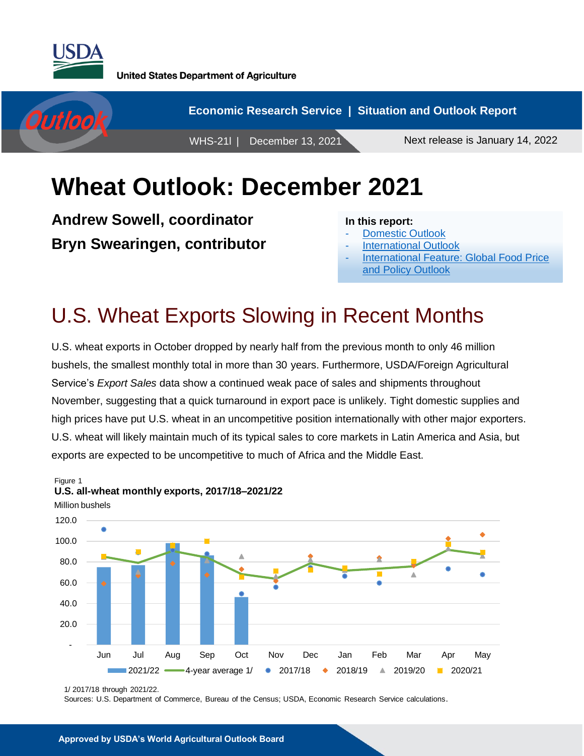United States Department of Agriculture

Economic Research Service | Situation and Outlook Report

WHS-21l | December 13, 2021

Next release is January 14, 2022

# Wheat Outlook: December 2021

**Andrew Sowell, coordinator**

**Bryn Swearingen, contributor**

**In this report:**

- Domestic Outlook
- International Outlook
- International Feature: Global Food Price and Policy Outlook

## U.S. Wheat Exports Slowing in Recent Months

U.S. wheat exports in October dropped by nearly half from the previous month to only 46 million bushels, the smallest monthly total in more than 30 years. Furthermore, USDA/Foreign Agricultural Service's *Export Sales* data show a continued weak pace of sales and shipments throughout November, suggesting that a quick turnaround in export pace is unlikely. Tight domestic supplies and high prices have put U.S. wheat in an uncompetitive position internationally with other major exporters. U.S. wheat will likely maintain much of its typical sales to core markets in Latin America and Asia, but exports are expected to be uncompetitive to much of Africa and the Middle East.

Figure 1

**U.S. all-wheat monthly exports, 2017/18–2021/22**

Million bushels

1/ 2017/18 through 2021/22.

Sources: U.S. Department of Commerce, Bureau of the Census; USDA, Economic Research Service calculations.

Approved by USDA's World Agricultural Outlook Board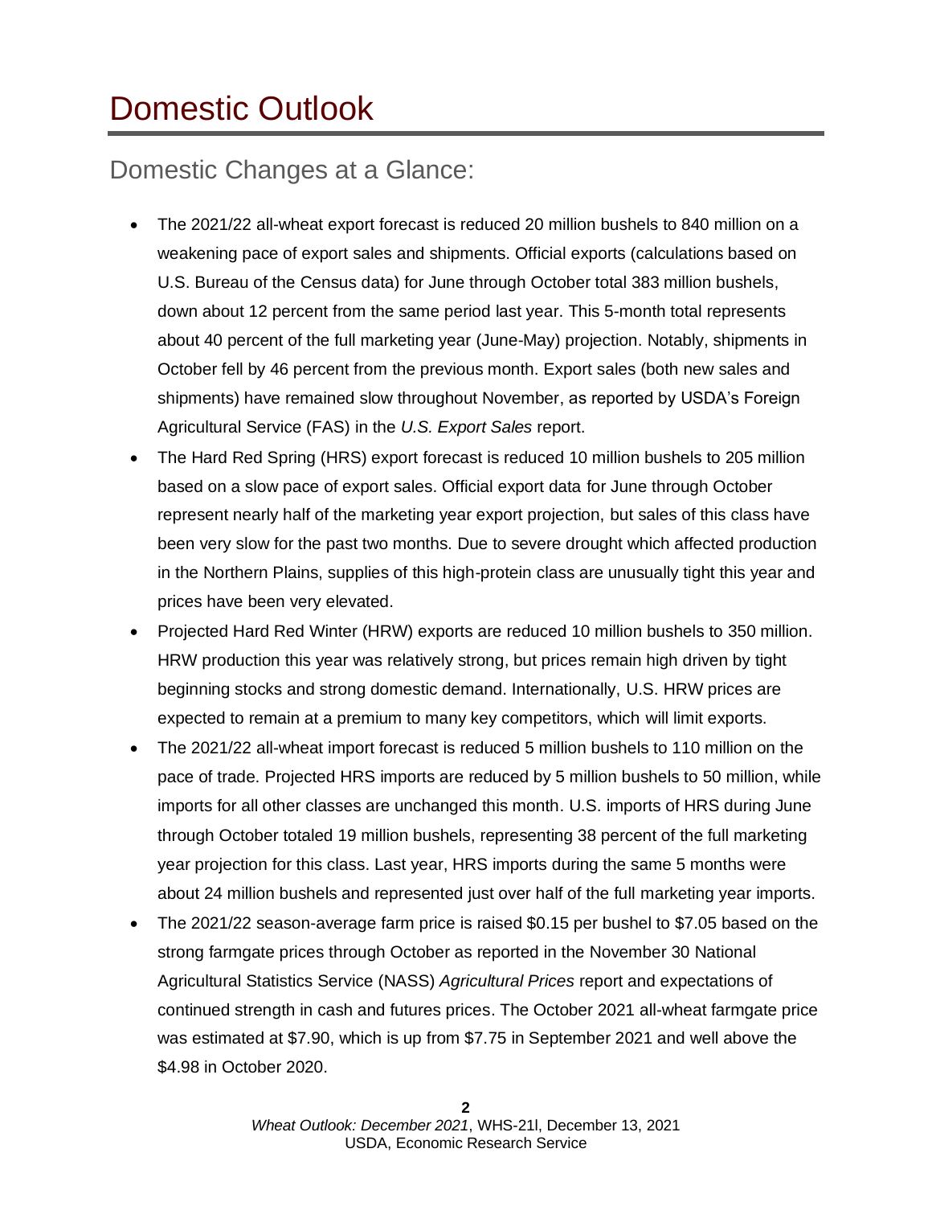# Domestic Outlook

## Domestic Changes at a Glance:

- The 2021/22 all-wheat export forecast is reduced 20 million bushels to 840 million on a weakening pace of export sales and shipments. Official exports (calculations based on U.S. Bureau of the Census data) for June through October total 383 million bushels, down about 12 percent from the same period last year. This 5-month total represents about 40 percent of the full marketing year (June-May) projection. Notably, shipments in October fell by 46 percent from the previous month. Export sales (both new sales and shipments) have remained slow throughout November, as reported by USDA's Foreign Agricultural Service (FAS) in the *U.S. Export Sales* report.
- The Hard Red Spring (HRS) export forecast is reduced 10 million bushels to 205 million based on a slow pace of export sales. Official export data for June through October represent nearly half of the marketing year export projection, but sales of this class have been very slow for the past two months. Due to severe drought which affected production in the Northern Plains, supplies of this high-protein class are unusually tight this year and prices have been very elevated.
- Projected Hard Red Winter (HRW) exports are reduced 10 million bushels to 350 million. HRW production this year was relatively strong, but prices remain high driven by tight beginning stocks and strong domestic demand. Internationally, U.S. HRW prices are expected to remain at a premium to many key competitors, which will limit exports.
- The 2021/22 all-wheat import forecast is reduced 5 million bushels to 110 million on the pace of trade. Projected HRS imports are reduced by 5 million bushels to 50 million, while imports for all other classes are unchanged this month. U.S. imports of HRS during June through October totaled 19 million bushels, representing 38 percent of the full marketing year projection for this class. Last year, HRS imports during the same 5 months were about 24 million bushels and represented just over half of the full marketing year imports.
- The 2021/22 season-average farm price is raised $0.15 per bushel to $7.05 based on the strong farmgate prices through October as reported in the November 30 National Agricultural Statistics Service (NASS) *Agricultural Prices* report and expectations of continued strength in cash and futures prices. The October 2021 all-wheat farmgate price was estimated at $7.90, which is up from $7.75 in September 2021 and well above the $4.98 in October 2020.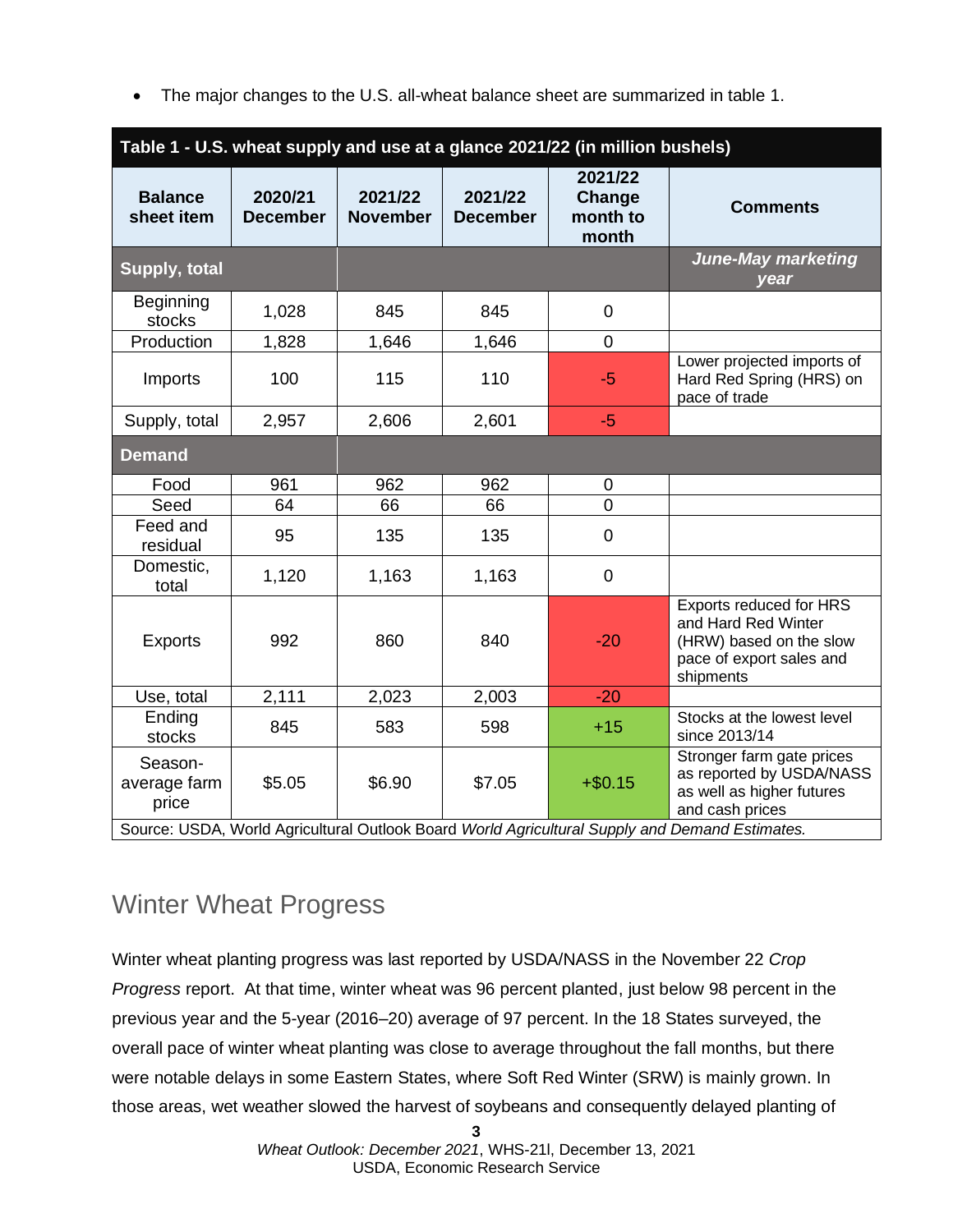- The major changes to the U.S. all-wheat balance sheet are summarized in table 1.

**Table 1 - U.S. wheat supply and use at a glance 2021/22 (in million bushels)**

| Balance sheet item | 2020/21 December | 2021/22 November | 2021/22 December | 2021/22 Change month to month | Comments |
|---|---|---|---|---|---|
| **Supply, total** | | | | | *June-May marketing year* |
| Beginning stocks | 1,028 | 845 | 845 | 0 | |
| Production | 1,828 | 1,646 | 1,646 | 0 | |
| Imports | 100 | 115 | 110 | -5 | Lower projected imports of Hard Red Spring (HRS) on pace of trade |
| Supply, total | 2,957 | 2,606 | 2,601 | -5 | |
| **Demand** | | | | | |
| Food | 961 | 962 | 962 | 0 | |
| Seed | 64 | 66 | 66 | 0 | |
| Feed and residual | 95 | 135 | 135 | 0 | |
| Domestic, total | 1,120 | 1,163 | 1,163 | 0 | |
| Exports | 992 | 860 | 840 | -20 | Exports reduced for HRS and Hard Red Winter (HRW) based on the slow pace of export sales and shipments |
| Use, total | 2,111 | 2,023 | 2,003 | -20 | |
| Ending stocks | 845 | 583 | 598 | +15 | Stocks at the lowest level since 2013/14 |
| Season-average farm price | $5.05 | $6.90 | $7.05 | +$0.15 | Stronger farm gate prices as reported by USDA/NASS as well as higher futures and cash prices |

Source: USDA, World Agricultural Outlook Board *World Agricultural Supply and Demand Estimates.*

## Winter Wheat Progress

Winter wheat planting progress was last reported by USDA/NASS in the November 22 *Crop Progress* report. At that time, winter wheat was 96 percent planted, just below 98 percent in the previous year and the 5-year (2016–20) average of 97 percent. In the 18 States surveyed, the overall pace of winter wheat planting was close to average throughout the fall months, but there were notable delays in some Eastern States, where Soft Red Winter (SRW) is mainly grown. In those areas, wet weather slowed the harvest of soybeans and consequently delayed planting of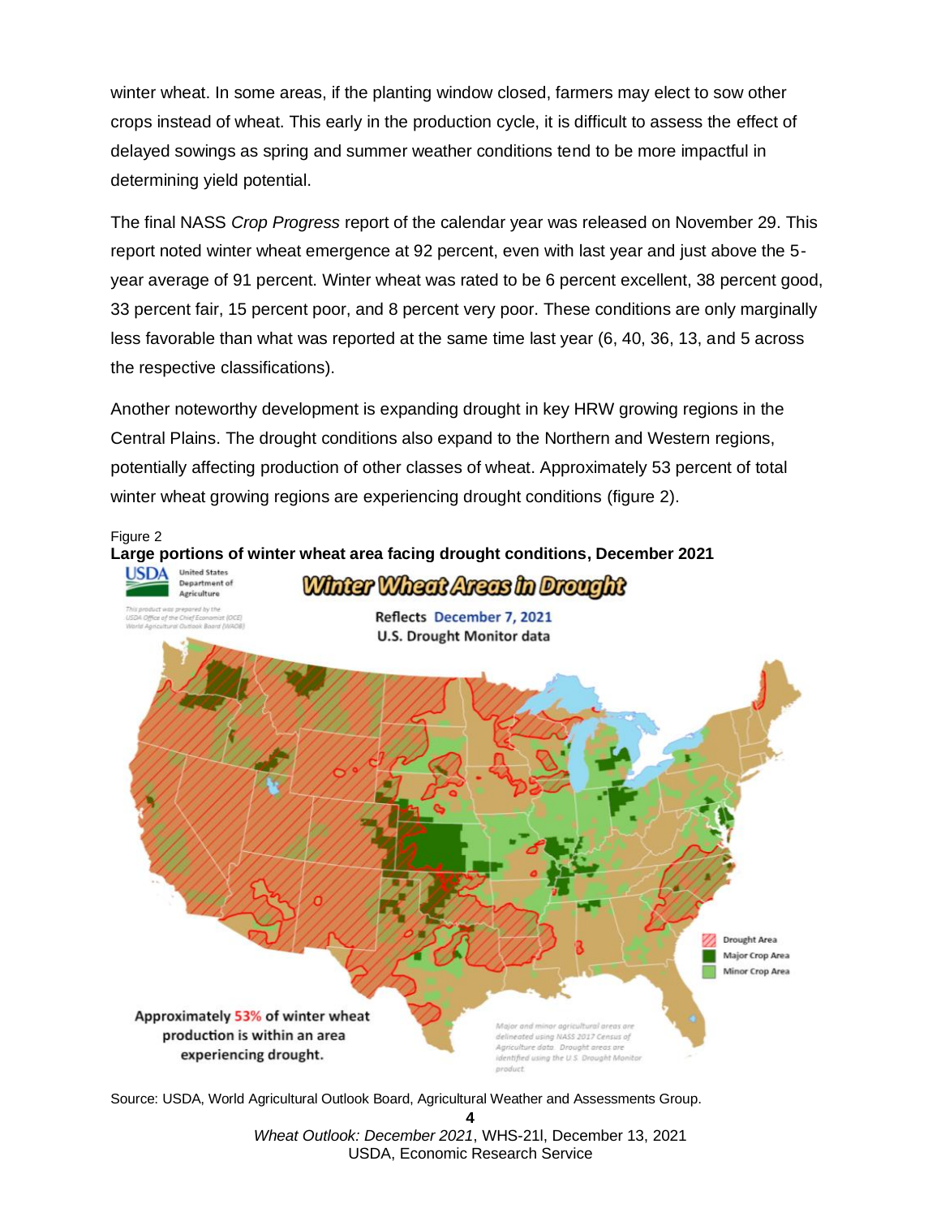winter wheat. In some areas, if the planting window closed, farmers may elect to sow other crops instead of wheat. This early in the production cycle, it is difficult to assess the effect of delayed sowings as spring and summer weather conditions tend to be more impactful in determining yield potential.

The final NASS *Crop Progress* report of the calendar year was released on November 29. This report noted winter wheat emergence at 92 percent, even with last year and just above the 5-year average of 91 percent. Winter wheat was rated to be 6 percent excellent, 38 percent good, 33 percent fair, 15 percent poor, and 8 percent very poor. These conditions are only marginally less favorable than what was reported at the same time last year (6, 40, 36, 13, and 5 across the respective classifications).

Another noteworthy development is expanding drought in key HRW growing regions in the Central Plains. The drought conditions also expand to the Northern and Western regions, potentially affecting production of other classes of wheat. Approximately 53 percent of total winter wheat growing regions are experiencing drought conditions (figure 2).

Figure 2

**Large portions of winter wheat area facing drought conditions, December 2021**

Source: USDA, World Agricultural Outlook Board, Agricultural Weather and Assessments Group.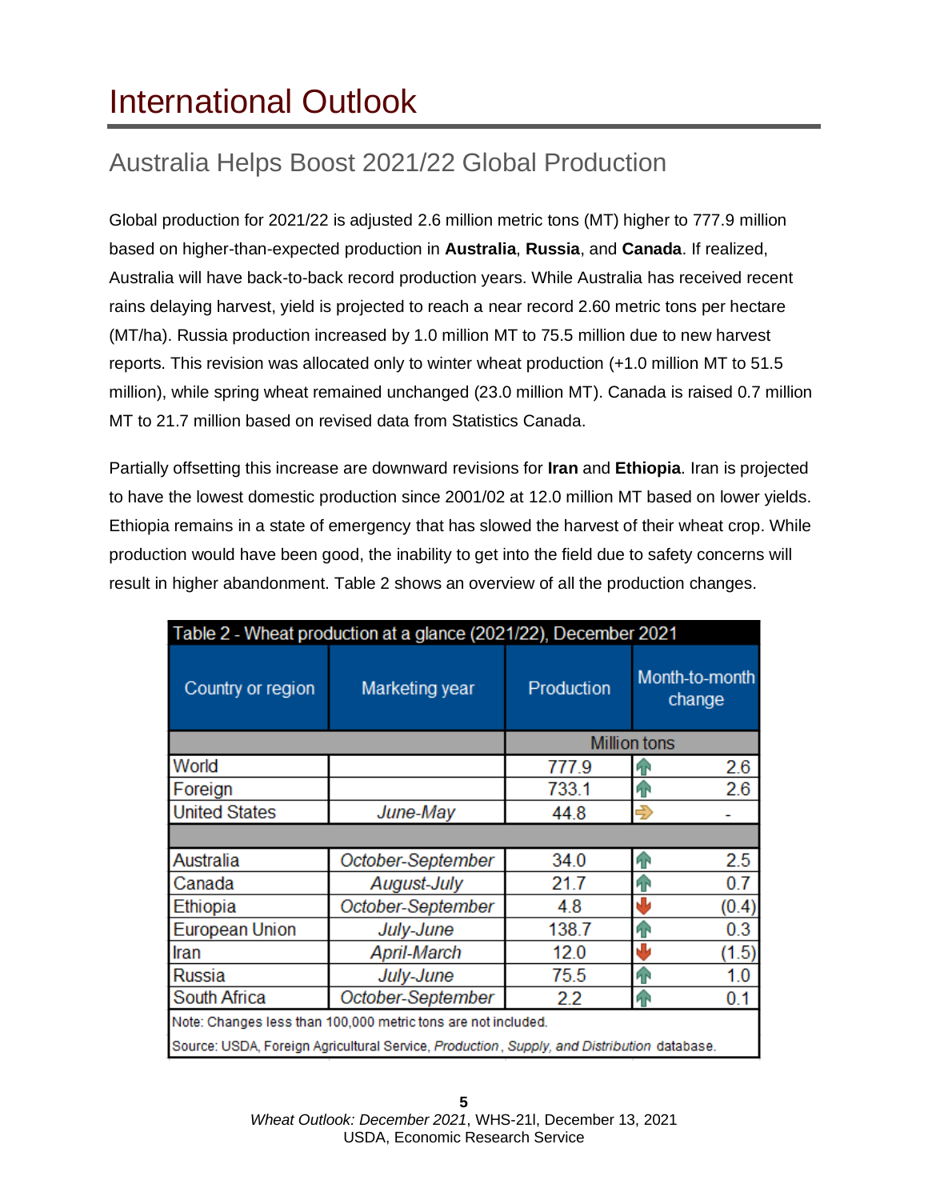# International Outlook

## Australia Helps Boost 2021/22 Global Production

Global production for 2021/22 is adjusted 2.6 million metric tons (MT) higher to 777.9 million based on higher-than-expected production in **Australia**, **Russia**, and **Canada**. If realized, Australia will have back-to-back record production years. While Australia has received recent rains delaying harvest, yield is projected to reach a near record 2.60 metric tons per hectare (MT/ha). Russia production increased by 1.0 million MT to 75.5 million due to new harvest reports. This revision was allocated only to winter wheat production (+1.0 million MT to 51.5 million), while spring wheat remained unchanged (23.0 million MT). Canada is raised 0.7 million MT to 21.7 million based on revised data from Statistics Canada.

Partially offsetting this increase are downward revisions for **Iran** and **Ethiopia**. Iran is projected to have the lowest domestic production since 2001/02 at 12.0 million MT based on lower yields. Ethiopia remains in a state of emergency that has slowed the harvest of their wheat crop. While production would have been good, the inability to get into the field due to safety concerns will result in higher abandonment. Table 2 shows an overview of all the production changes.

Table 2 - Wheat production at a glance (2021/22), December 2021

| Country or region | Marketing year | Production | Month-to-month change |
|---|---|---|---|
| | | Million tons | |
| World | | 777.9 | 2.6 |
| Foreign | | 733.1 | 2.6 |
| United States | *June-May* | 44.8 | - |
| | | | |
| Australia | *October-September* | 34.0 | 2.5 |
| Canada | *August-July* | 21.7 | 0.7 |
| Ethiopia | *October-September* | 4.8 | (0.4) |
| European Union | *July-June* | 138.7 | 0.3 |
| Iran | *April-March* | 12.0 | (1.5) |
| Russia | *July-June* | 75.5 | 1.0 |
| South Africa | *October-September* | 2.2 | 0.1 |

Note: Changes less than 100,000 metric tons are not included.

Source: USDA, Foreign Agricultural Service, *Production, Supply, and Distribution* database.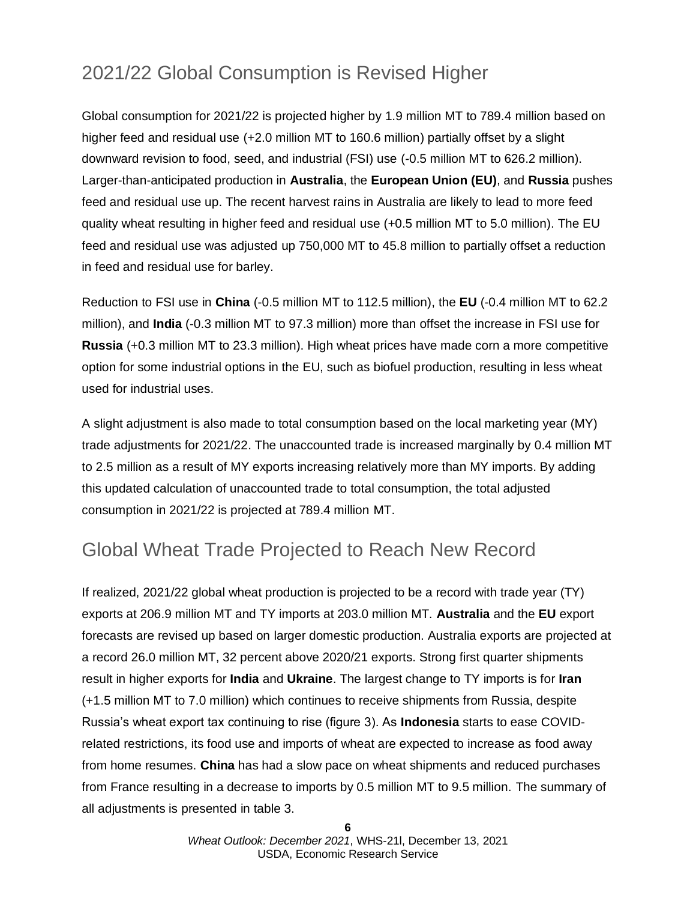## 2021/22 Global Consumption is Revised Higher

Global consumption for 2021/22 is projected higher by 1.9 million MT to 789.4 million based on higher feed and residual use (+2.0 million MT to 160.6 million) partially offset by a slight downward revision to food, seed, and industrial (FSI) use (-0.5 million MT to 626.2 million). Larger-than-anticipated production in **Australia**, the **European Union (EU)**, and **Russia** pushes feed and residual use up. The recent harvest rains in Australia are likely to lead to more feed quality wheat resulting in higher feed and residual use (+0.5 million MT to 5.0 million). The EU feed and residual use was adjusted up 750,000 MT to 45.8 million to partially offset a reduction in feed and residual use for barley.

Reduction to FSI use in **China** (-0.5 million MT to 112.5 million), the **EU** (-0.4 million MT to 62.2 million), and **India** (-0.3 million MT to 97.3 million) more than offset the increase in FSI use for **Russia** (+0.3 million MT to 23.3 million). High wheat prices have made corn a more competitive option for some industrial options in the EU, such as biofuel production, resulting in less wheat used for industrial uses.

A slight adjustment is also made to total consumption based on the local marketing year (MY) trade adjustments for 2021/22. The unaccounted trade is increased marginally by 0.4 million MT to 2.5 million as a result of MY exports increasing relatively more than MY imports. By adding this updated calculation of unaccounted trade to total consumption, the total adjusted consumption in 2021/22 is projected at 789.4 million MT.

## Global Wheat Trade Projected to Reach New Record

If realized, 2021/22 global wheat production is projected to be a record with trade year (TY) exports at 206.9 million MT and TY imports at 203.0 million MT. **Australia** and the **EU** export forecasts are revised up based on larger domestic production. Australia exports are projected at a record 26.0 million MT, 32 percent above 2020/21 exports. Strong first quarter shipments result in higher exports for **India** and **Ukraine**. The largest change to TY imports is for **Iran** (+1.5 million MT to 7.0 million) which continues to receive shipments from Russia, despite Russia's wheat export tax continuing to rise (figure 3). As **Indonesia** starts to ease COVID-related restrictions, its food use and imports of wheat are expected to increase as food away from home resumes. **China** has had a slow pace on wheat shipments and reduced purchases from France resulting in a decrease to imports by 0.5 million MT to 9.5 million. The summary of all adjustments is presented in table 3.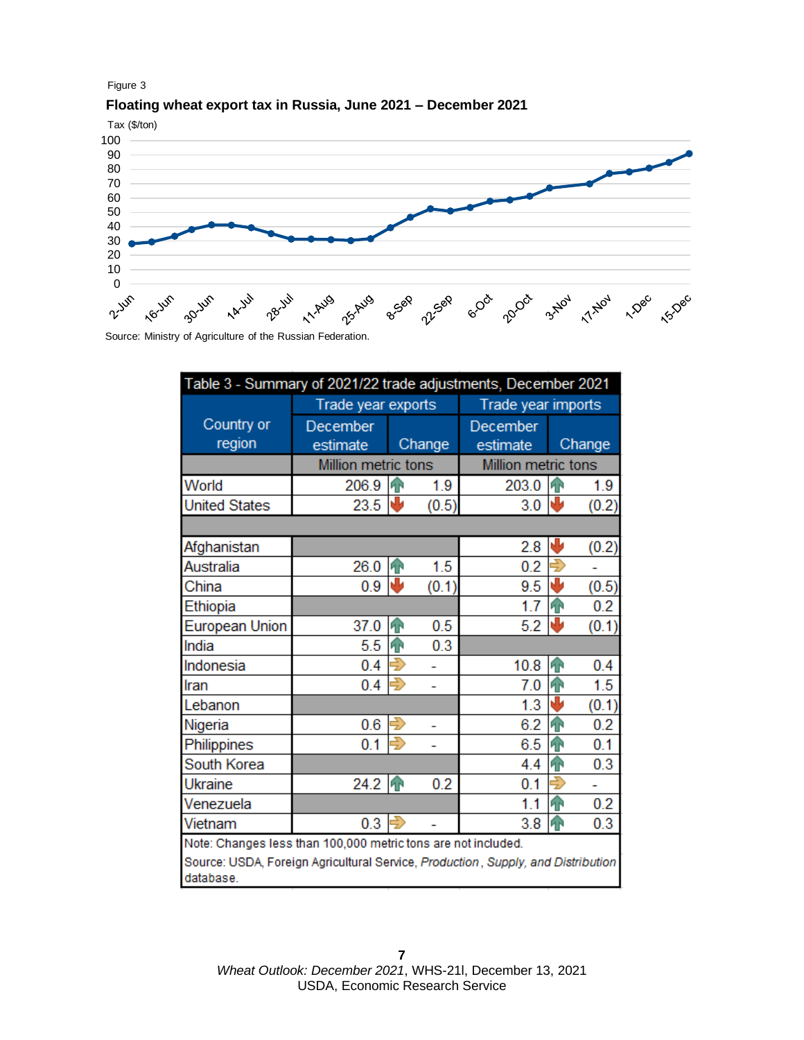Figure 3

**Floating wheat export tax in Russia, June 2021 – December 2021**

Tax ($/ton)

Source: Ministry of Agriculture of the Russian Federation.

| Table 3 - Summary of 2021/22 trade adjustments, December 2021 | | | | |
|---|---|---|---|---|
| Country or region | Trade year exports | | Trade year imports | |
| | December estimate | Change | December estimate | Change |
| | Million metric tons | | Million metric tons | |
| World | 206.9 | 1.9 | 203.0 | 1.9 |
| United States | 23.5 | (0.5) | 3.0 | (0.2) |
| | | | | |
| Afghanistan | | | 2.8 | (0.2) |
| Australia | 26.0 | 1.5 | 0.2 | - |
| China | 0.9 | (0.1) | 9.5 | (0.5) |
| Ethiopia | | | 1.7 | 0.2 |
| European Union | 37.0 | 0.5 | 5.2 | (0.1) |
| India | 5.5 | 0.3 | | |
| Indonesia | 0.4 | - | 10.8 | 0.4 |
| Iran | 0.4 | - | 7.0 | 1.5 |
| Lebanon | | | 1.3 | (0.1) |
| Nigeria | 0.6 | - | 6.2 | 0.2 |
| Philippines | 0.1 | - | 6.5 | 0.1 |
| South Korea | | | 4.4 | 0.3 |
| Ukraine | 24.2 | 0.2 | 0.1 | - |
| Venezuela | | | 1.1 | 0.2 |
| Vietnam | 0.3 | - | 3.8 | 0.3 |

Note: Changes less than 100,000 metric tons are not included.

Source: USDA, Foreign Agricultural Service, *Production, Supply, and Distribution* database.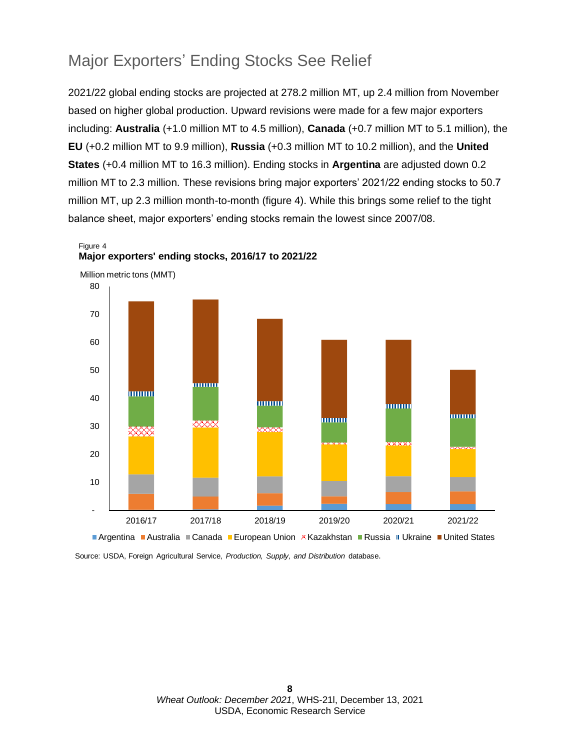## Major Exporters' Ending Stocks See Relief

2021/22 global ending stocks are projected at 278.2 million MT, up 2.4 million from November based on higher global production. Upward revisions were made for a few major exporters including: **Australia** (+1.0 million MT to 4.5 million), **Canada** (+0.7 million MT to 5.1 million), the **EU** (+0.2 million MT to 9.9 million), **Russia** (+0.3 million MT to 10.2 million), and the **United States** (+0.4 million MT to 16.3 million). Ending stocks in **Argentina** are adjusted down 0.2 million MT to 2.3 million. These revisions bring major exporters' 2021/22 ending stocks to 50.7 million MT, up 2.3 million month-to-month (figure 4). While this brings some relief to the tight balance sheet, major exporters' ending stocks remain the lowest since 2007/08.

Figure 4
**Major exporters' ending stocks, 2016/17 to 2021/22**

Million metric tons (MMT)

80
70
60
50
40
30
20
10
-

2016/17 2017/18 2018/19 2019/20 2020/21 2021/22

Argentina Australia Canada European Union Kazakhstan Russia Ukraine United States

Source: USDA, Foreign Agricultural Service, *Production, Supply, and Distribution* database.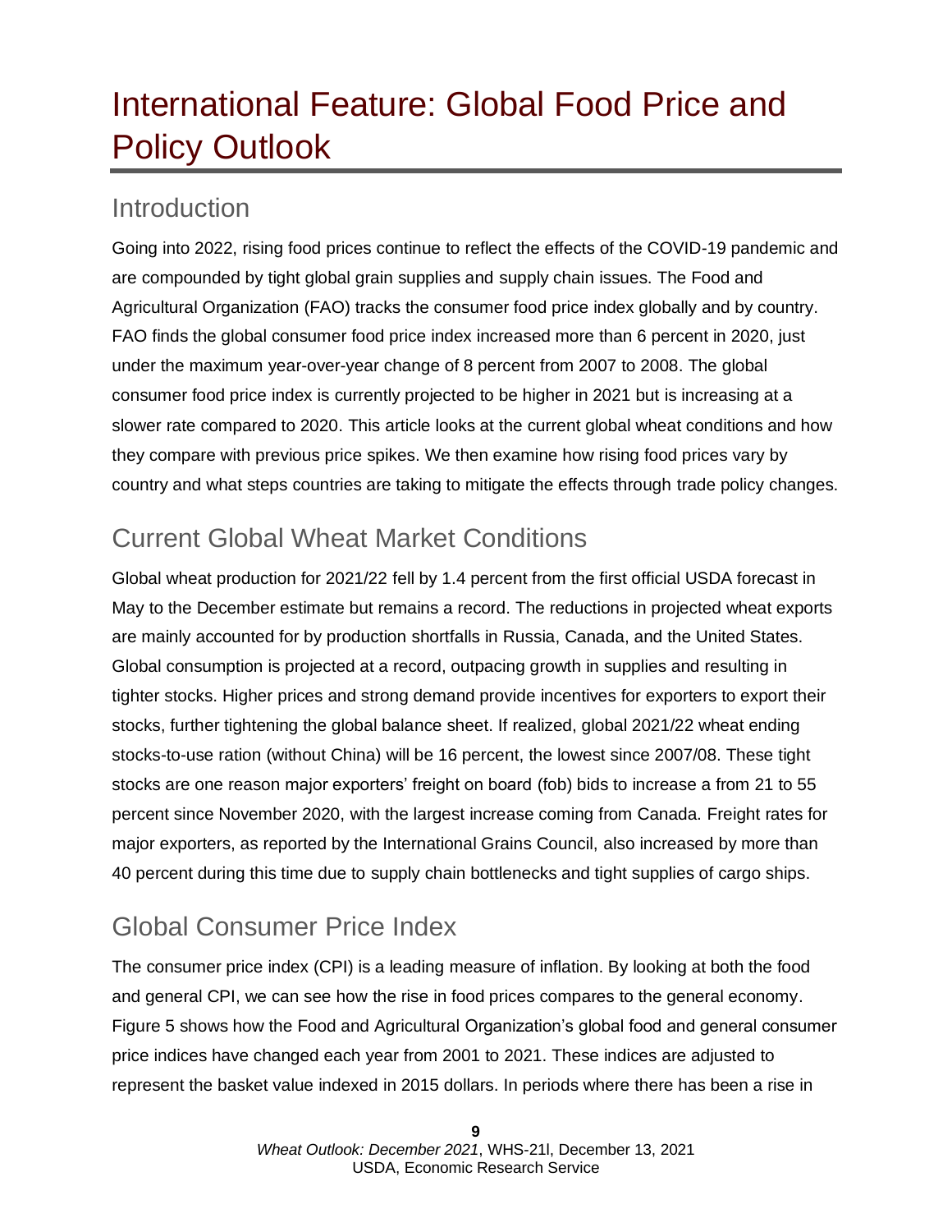# International Feature: Global Food Price and Policy Outlook

## Introduction

Going into 2022, rising food prices continue to reflect the effects of the COVID-19 pandemic and are compounded by tight global grain supplies and supply chain issues. The Food and Agricultural Organization (FAO) tracks the consumer food price index globally and by country. FAO finds the global consumer food price index increased more than 6 percent in 2020, just under the maximum year-over-year change of 8 percent from 2007 to 2008. The global consumer food price index is currently projected to be higher in 2021 but is increasing at a slower rate compared to 2020. This article looks at the current global wheat conditions and how they compare with previous price spikes. We then examine how rising food prices vary by country and what steps countries are taking to mitigate the effects through trade policy changes.

## Current Global Wheat Market Conditions

Global wheat production for 2021/22 fell by 1.4 percent from the first official USDA forecast in May to the December estimate but remains a record. The reductions in projected wheat exports are mainly accounted for by production shortfalls in Russia, Canada, and the United States. Global consumption is projected at a record, outpacing growth in supplies and resulting in tighter stocks. Higher prices and strong demand provide incentives for exporters to export their stocks, further tightening the global balance sheet. If realized, global 2021/22 wheat ending stocks-to-use ration (without China) will be 16 percent, the lowest since 2007/08. These tight stocks are one reason major exporters' freight on board (fob) bids to increase a from 21 to 55 percent since November 2020, with the largest increase coming from Canada. Freight rates for major exporters, as reported by the International Grains Council, also increased by more than 40 percent during this time due to supply chain bottlenecks and tight supplies of cargo ships.

## Global Consumer Price Index

The consumer price index (CPI) is a leading measure of inflation. By looking at both the food and general CPI, we can see how the rise in food prices compares to the general economy. Figure 5 shows how the Food and Agricultural Organization's global food and general consumer price indices have changed each year from 2001 to 2021. These indices are adjusted to represent the basket value indexed in 2015 dollars. In periods where there has been a rise in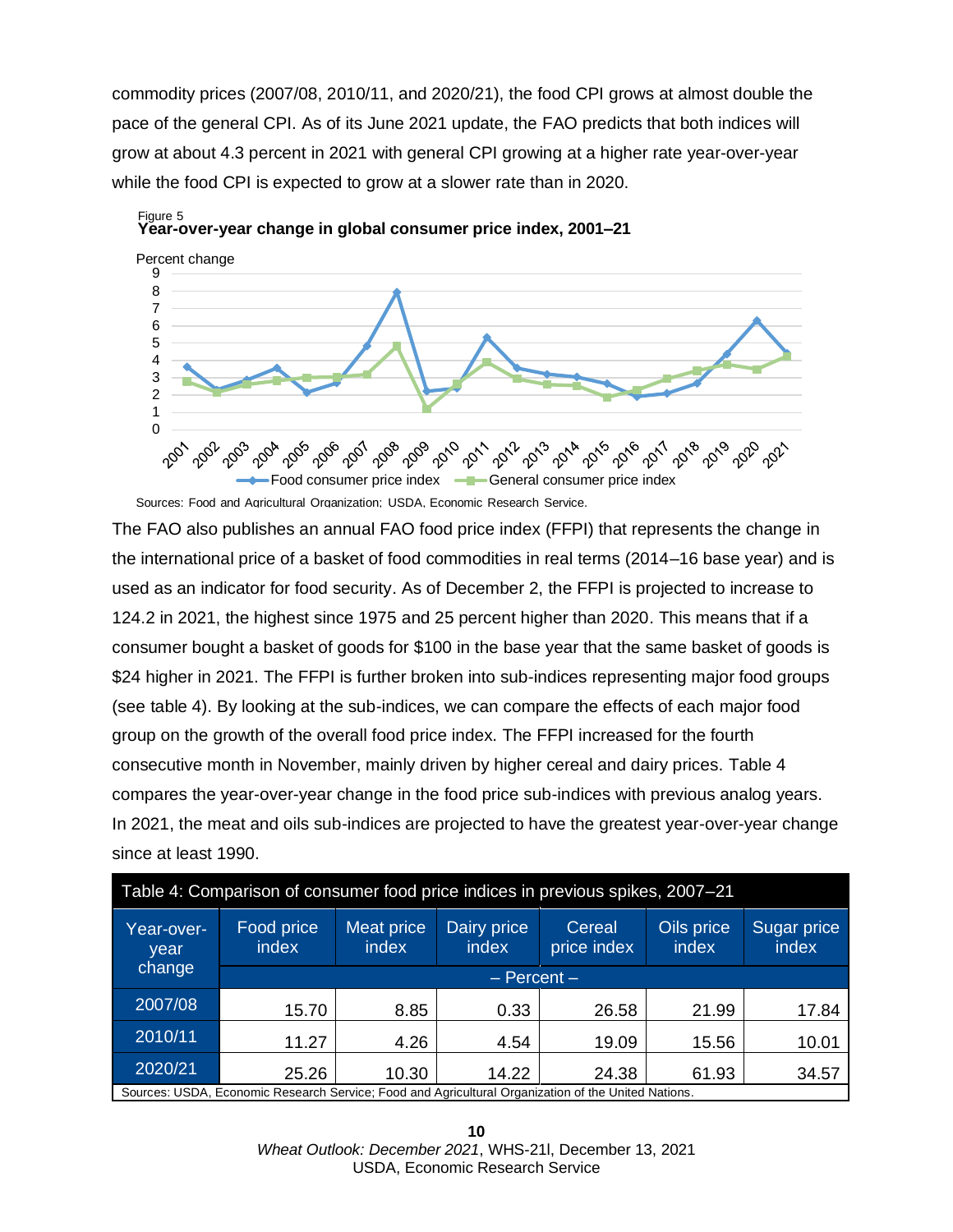commodity prices (2007/08, 2010/11, and 2020/21), the food CPI grows at almost double the pace of the general CPI. As of its June 2021 update, the FAO predicts that both indices will grow at about 4.3 percent in 2021 with general CPI growing at a higher rate year-over-year while the food CPI is expected to grow at a slower rate than in 2020.

Figure 5
**Year-over-year change in global consumer price index, 2001–21**

Sources: Food and Agricultural Organization; USDA, Economic Research Service.

The FAO also publishes an annual FAO food price index (FFPI) that represents the change in the international price of a basket of food commodities in real terms (2014–16 base year) and is used as an indicator for food security. As of December 2, the FFPI is projected to increase to 124.2 in 2021, the highest since 1975 and 25 percent higher than 2020. This means that if a consumer bought a basket of goods for $100 in the base year that the same basket of goods is $24 higher in 2021. The FFPI is further broken into sub-indices representing major food groups (see table 4). By looking at the sub-indices, we can compare the effects of each major food group on the growth of the overall food price index. The FFPI increased for the fourth consecutive month in November, mainly driven by higher cereal and dairy prices. Table 4 compares the year-over-year change in the food price sub-indices with previous analog years. In 2021, the meat and oils sub-indices are projected to have the greatest year-over-year change since at least 1990.

Table 4: Comparison of consumer food price indices in previous spikes, 2007–21

| Year-over-year change | Food price index | Meat price index | Dairy price index | Cereal price index | Oils price index | Sugar price index |
|---|---|---|---|---|---|---|
| | – Percent – | | | | | |
| 2007/08 | 15.70 | 8.85 | 0.33 | 26.58 | 21.99 | 17.84 |
| 2010/11 | 11.27 | 4.26 | 4.54 | 19.09 | 15.56 | 10.01 |
| 2020/21 | 25.26 | 10.30 | 14.22 | 24.38 | 61.93 | 34.57 |

Sources: USDA, Economic Research Service; Food and Agricultural Organization of the United Nations.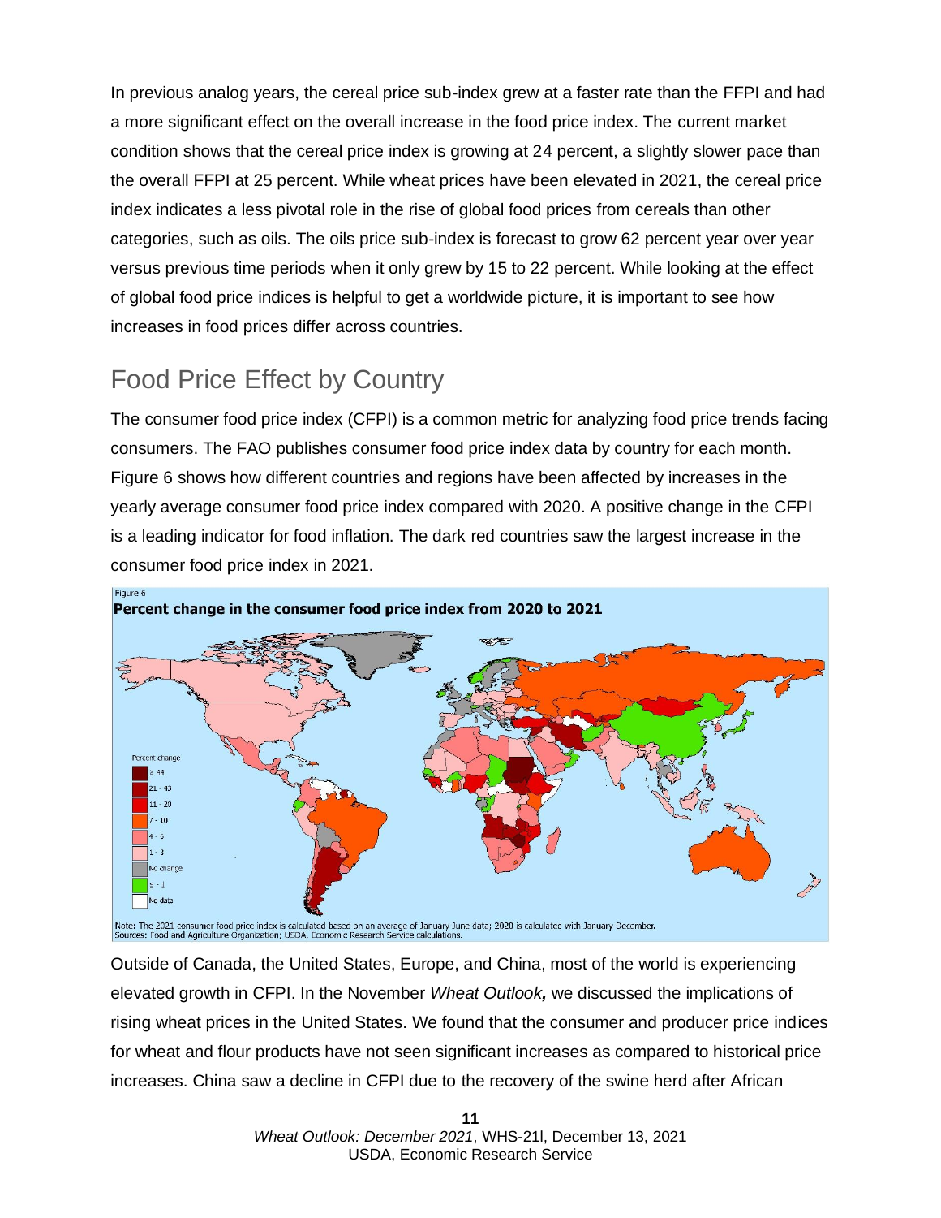In previous analog years, the cereal price sub-index grew at a faster rate than the FFPI and had a more significant effect on the overall increase in the food price index. The current market condition shows that the cereal price index is growing at 24 percent, a slightly slower pace than the overall FFPI at 25 percent. While wheat prices have been elevated in 2021, the cereal price index indicates a less pivotal role in the rise of global food prices from cereals than other categories, such as oils. The oils price sub-index is forecast to grow 62 percent year over year versus previous time periods when it only grew by 15 to 22 percent. While looking at the effect of global food price indices is helpful to get a worldwide picture, it is important to see how increases in food prices differ across countries.

## Food Price Effect by Country

The consumer food price index (CFPI) is a common metric for analyzing food price trends facing consumers. The FAO publishes consumer food price index data by country for each month. Figure 6 shows how different countries and regions have been affected by increases in the yearly average consumer food price index compared with 2020. A positive change in the CFPI is a leading indicator for food inflation. The dark red countries saw the largest increase in the consumer food price index in 2021.

Figure 6

**Percent change in the consumer food price index from 2020 to 2021**

Percent change: ≥ 44; 21 - 43; 11 - 20; 7 - 10; 4 - 6; 1 - 3; No change; ≤ -1; No data

Note: The 2021 consumer food price index is calculated based on an average of January-June data; 2020 is calculated with January-December.
Sources: Food and Agriculture Organization; USDA, Economic Research Service calculations.

Outside of Canada, the United States, Europe, and China, most of the world is experiencing elevated growth in CFPI. In the November *Wheat Outlook,* we discussed the implications of rising wheat prices in the United States. We found that the consumer and producer price indices for wheat and flour products have not seen significant increases as compared to historical price increases. China saw a decline in CFPI due to the recovery of the swine herd after African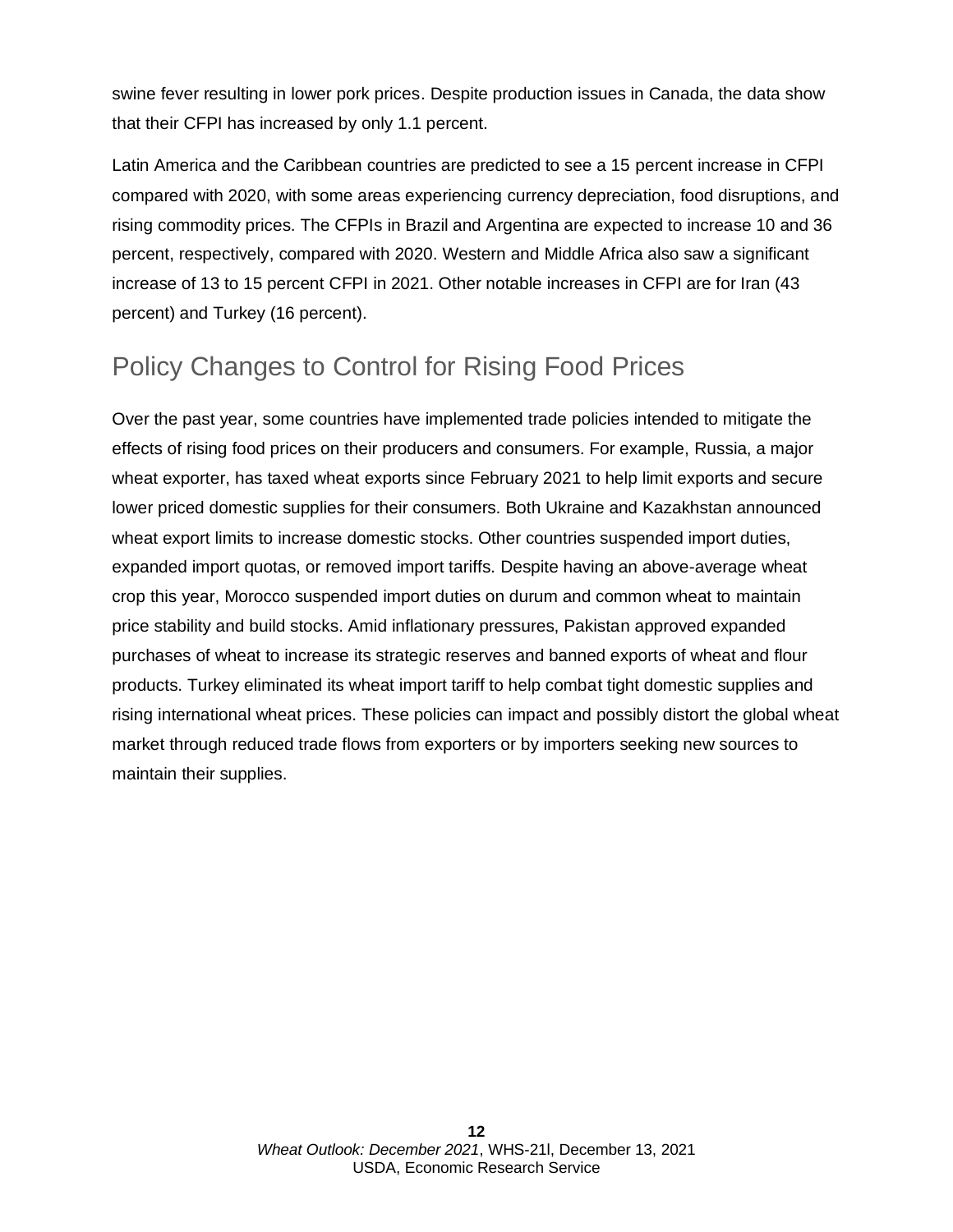swine fever resulting in lower pork prices. Despite production issues in Canada, the data show that their CFPI has increased by only 1.1 percent.

Latin America and the Caribbean countries are predicted to see a 15 percent increase in CFPI compared with 2020, with some areas experiencing currency depreciation, food disruptions, and rising commodity prices. The CFPIs in Brazil and Argentina are expected to increase 10 and 36 percent, respectively, compared with 2020. Western and Middle Africa also saw a significant increase of 13 to 15 percent CFPI in 2021. Other notable increases in CFPI are for Iran (43 percent) and Turkey (16 percent).

## Policy Changes to Control for Rising Food Prices

Over the past year, some countries have implemented trade policies intended to mitigate the effects of rising food prices on their producers and consumers. For example, Russia, a major wheat exporter, has taxed wheat exports since February 2021 to help limit exports and secure lower priced domestic supplies for their consumers. Both Ukraine and Kazakhstan announced wheat export limits to increase domestic stocks. Other countries suspended import duties, expanded import quotas, or removed import tariffs. Despite having an above-average wheat crop this year, Morocco suspended import duties on durum and common wheat to maintain price stability and build stocks. Amid inflationary pressures, Pakistan approved expanded purchases of wheat to increase its strategic reserves and banned exports of wheat and flour products. Turkey eliminated its wheat import tariff to help combat tight domestic supplies and rising international wheat prices. These policies can impact and possibly distort the global wheat market through reduced trade flows from exporters or by importers seeking new sources to maintain their supplies.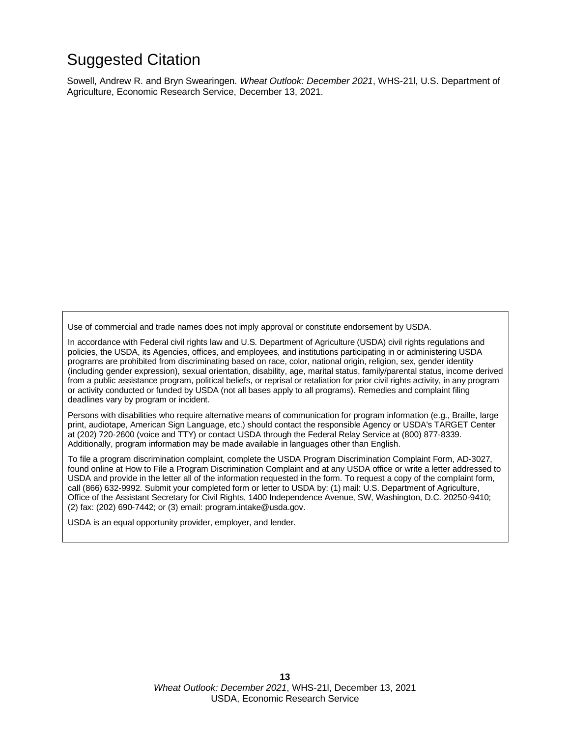# Suggested Citation

Sowell, Andrew R. and Bryn Swearingen. *Wheat Outlook: December 2021*, WHS-21l, U.S. Department of Agriculture, Economic Research Service, December 13, 2021.

Use of commercial and trade names does not imply approval or constitute endorsement by USDA.

In accordance with Federal civil rights law and U.S. Department of Agriculture (USDA) civil rights regulations and policies, the USDA, its Agencies, offices, and employees, and institutions participating in or administering USDA programs are prohibited from discriminating based on race, color, national origin, religion, sex, gender identity (including gender expression), sexual orientation, disability, age, marital status, family/parental status, income derived from a public assistance program, political beliefs, or reprisal or retaliation for prior civil rights activity, in any program or activity conducted or funded by USDA (not all bases apply to all programs). Remedies and complaint filing deadlines vary by program or incident.

Persons with disabilities who require alternative means of communication for program information (e.g., Braille, large print, audiotape, American Sign Language, etc.) should contact the responsible Agency or USDA's TARGET Center at (202) 720-2600 (voice and TTY) or contact USDA through the Federal Relay Service at (800) 877-8339. Additionally, program information may be made available in languages other than English.

To file a program discrimination complaint, complete the USDA Program Discrimination Complaint Form, AD-3027, found online at How to File a Program Discrimination Complaint and at any USDA office or write a letter addressed to USDA and provide in the letter all of the information requested in the form. To request a copy of the complaint form, call (866) 632-9992. Submit your completed form or letter to USDA by: (1) mail: U.S. Department of Agriculture, Office of the Assistant Secretary for Civil Rights, 1400 Independence Avenue, SW, Washington, D.C. 20250-9410; (2) fax: (202) 690-7442; or (3) email: program.intake@usda.gov.

USDA is an equal opportunity provider, employer, and lender.